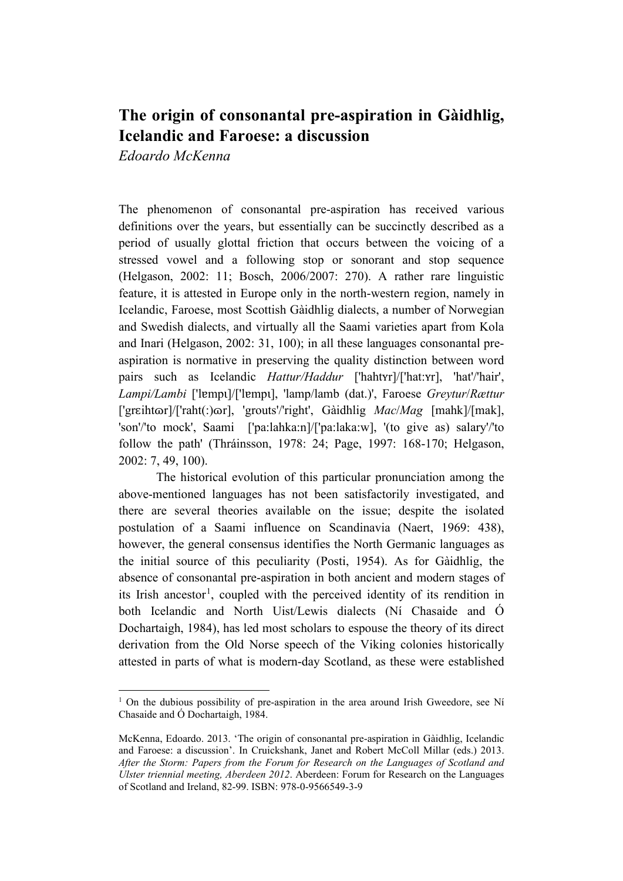# The origin of consonantal pre-aspiration in Gàidhlig, Icelandic and Faroese: a discussion

*Edoardo McKenna*

The phenomenon of consonantal pre-aspiration has received various definitions over the years, but essentially can be succinctly described as a period of usually glottal friction that occurs between the voicing of a stressed vowel and a following stop or sonorant and stop sequence (Helgason, 2002: 11; Bosch, 2006/2007: 270). A rather rare linguistic feature, it is attested in Europe only in the north-western region, namely in Icelandic, Faroese, most Scottish Gàidhlig dialects, a number of Norwegian and Swedish dialects, and virtually all the Saami varieties apart from Kola and Inari (Helgason, 2002: 31, 100); in all these languages consonantal pre-aspiration is normative in preserving the quality distinction between word pairs such as Icelandic *Hattur/Haddur* ['hahtʏr]/['hat:ʏr], 'hat'/'hair', *Lampi/Lambi* ['lɛmpɩ]/['lɛmpɩ], 'lamp/lamb (dat.)', Faroese *Greytur*/*Rættur* ['grɛihtɷr]/['raht(:)ɷr], 'grouts'/'right', Gàidhlig *Mac*/*Mag* [mahk]/[mak], 'son'/'to mock', Saami ['pa:lahka:n]/['pa:laka:w], '(to give as) salary'/'to follow the path' (Thráinsson, 1978: 24; Page, 1997: 168-170; Helgason, 2002: 7, 49, 100).

The historical evolution of this particular pronunciation among the above-mentioned languages has not been satisfactorily investigated, and there are several theories available on the issue; despite the isolated postulation of a Saami influence on Scandinavia (Naert, 1969: 438), however, the general consensus identifies the North Germanic languages as the initial source of this peculiarity (Posti, 1954). As for Gàidhlig, the absence of consonantal pre-aspiration in both ancient and modern stages of its Irish ancestor[1], coupled with the perceived identity of its rendition in both Icelandic and North Uist/Lewis dialects (Ní Chasaide and Ó Dochartaigh, 1984), has led most scholars to espouse the theory of its direct derivation from the Old Norse speech of the Viking colonies historically attested in parts of what is modern-day Scotland, as these were established

[1] On the dubious possibility of pre-aspiration in the area around Irish Gweedore, see Ní Chasaide and Ó Dochartaigh, 1984.

McKenna, Edoardo. 2013. 'The origin of consonantal pre-aspiration in Gàidhlig, Icelandic and Faroese: a discussion'. In Cruickshank, Janet and Robert McColl Millar (eds.) 2013. *After the Storm: Papers from the Forum for Research on the Languages of Scotland and Ulster triennial meeting, Aberdeen 2012*. Aberdeen: Forum for Research on the Languages of Scotland and Ireland, 82-99. ISBN: 978-0-9566549-3-9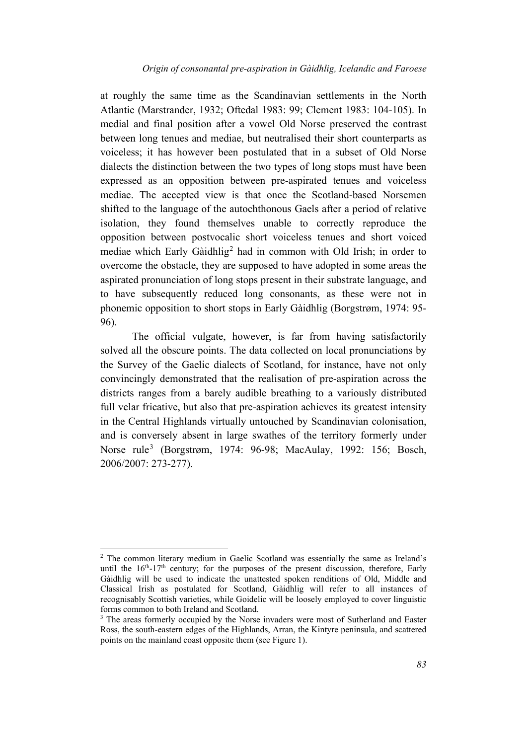at roughly the same time as the Scandinavian settlements in the North Atlantic (Marstrander, 1932; Oftedal 1983: 99; Clement 1983: 104-105). In medial and final position after a vowel Old Norse preserved the contrast between long tenues and mediae, but neutralised their short counterparts as voiceless; it has however been postulated that in a subset of Old Norse dialects the distinction between the two types of long stops must have been expressed as an opposition between pre-aspirated tenues and voiceless mediae. The accepted view is that once the Scotland-based Norsemen shifted to the language of the autochthonous Gaels after a period of relative isolation, they found themselves unable to correctly reproduce the opposition between postvocalic short voiceless tenues and short voiced mediae which Early Gàidhlig[2] had in common with Old Irish; in order to overcome the obstacle, they are supposed to have adopted in some areas the aspirated pronunciation of long stops present in their substrate language, and to have subsequently reduced long consonants, as these were not in phonemic opposition to short stops in Early Gàidhlig (Borgstrøm, 1974: 95-96).

The official vulgate, however, is far from having satisfactorily solved all the obscure points. The data collected on local pronunciations by the Survey of the Gaelic dialects of Scotland, for instance, have not only convincingly demonstrated that the realisation of pre-aspiration across the districts ranges from a barely audible breathing to a variously distributed full velar fricative, but also that pre-aspiration achieves its greatest intensity in the Central Highlands virtually untouched by Scandinavian colonisation, and is conversely absent in large swathes of the territory formerly under Norse rule[3] (Borgstrøm, 1974: 96-98; MacAulay, 1992: 156; Bosch, 2006/2007: 273-277).

---

[2] The common literary medium in Gaelic Scotland was essentially the same as Ireland's until the 16th-17th century; for the purposes of the present discussion, therefore, Early Gàidhlig will be used to indicate the unattested spoken renditions of Old, Middle and Classical Irish as postulated for Scotland, Gàidhlig will refer to all instances of recognisably Scottish varieties, while Goidelic will be loosely employed to cover linguistic forms common to both Ireland and Scotland.

[3] The areas formerly occupied by the Norse invaders were most of Sutherland and Easter Ross, the south-eastern edges of the Highlands, Arran, the Kintyre peninsula, and scattered points on the mainland coast opposite them (see Figure 1).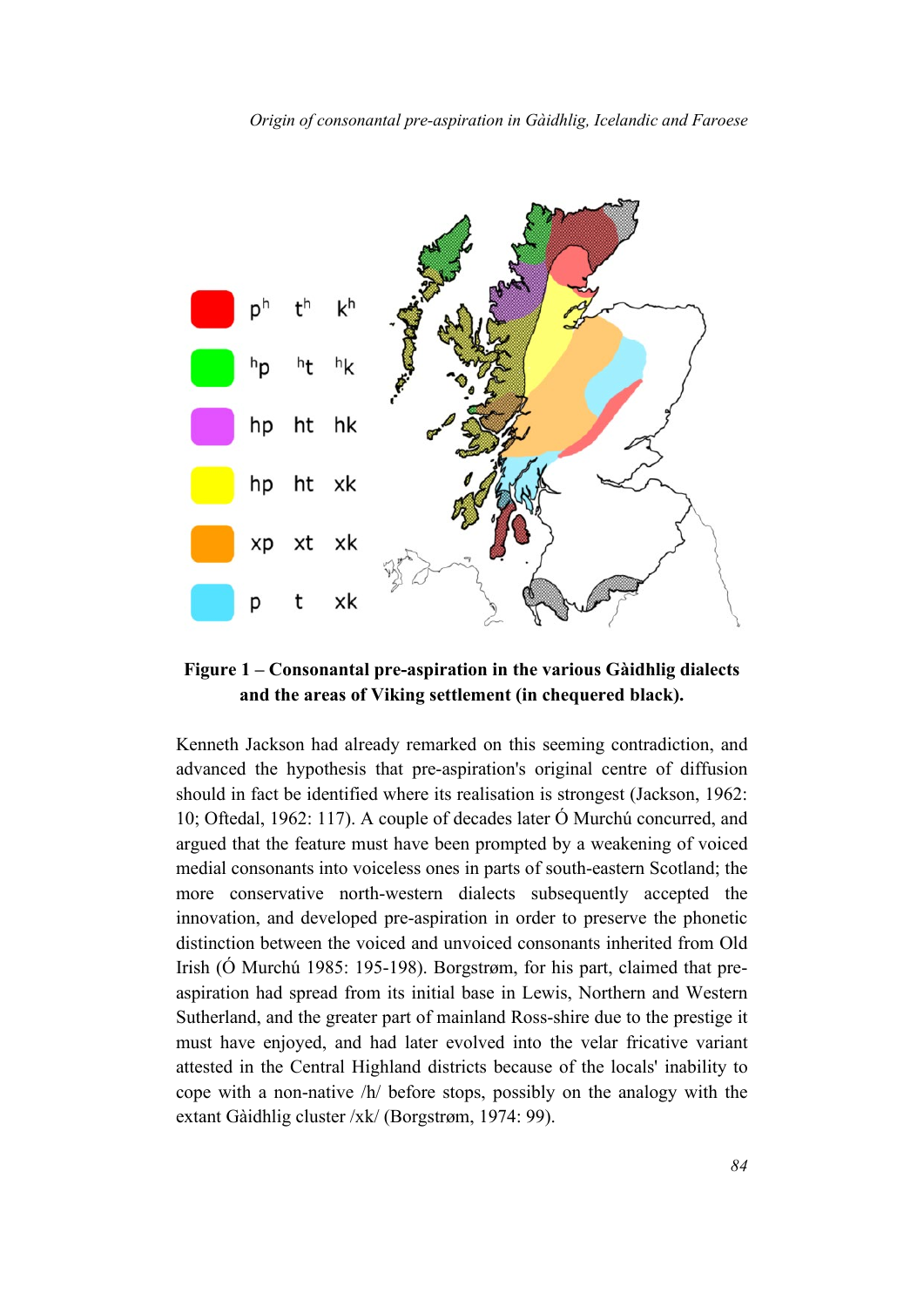**Figure 1 – Consonantal pre-aspiration in the various Gàidhlig dialects and the areas of Viking settlement (in chequered black).**

Kenneth Jackson had already remarked on this seeming contradiction, and advanced the hypothesis that pre-aspiration's original centre of diffusion should in fact be identified where its realisation is strongest (Jackson, 1962: 10; Oftedal, 1962: 117). A couple of decades later Ó Murchú concurred, and argued that the feature must have been prompted by a weakening of voiced medial consonants into voiceless ones in parts of south-eastern Scotland; the more conservative north-western dialects subsequently accepted the innovation, and developed pre-aspiration in order to preserve the phonetic distinction between the voiced and unvoiced consonants inherited from Old Irish (Ó Murchú 1985: 195-198). Borgstrøm, for his part, claimed that pre-aspiration had spread from its initial base in Lewis, Northern and Western Sutherland, and the greater part of mainland Ross-shire due to the prestige it must have enjoyed, and had later evolved into the velar fricative variant attested in the Central Highland districts because of the locals' inability to cope with a non-native /h/ before stops, possibly on the analogy with the extant Gàidhlig cluster /xk/ (Borgstrøm, 1974: 99).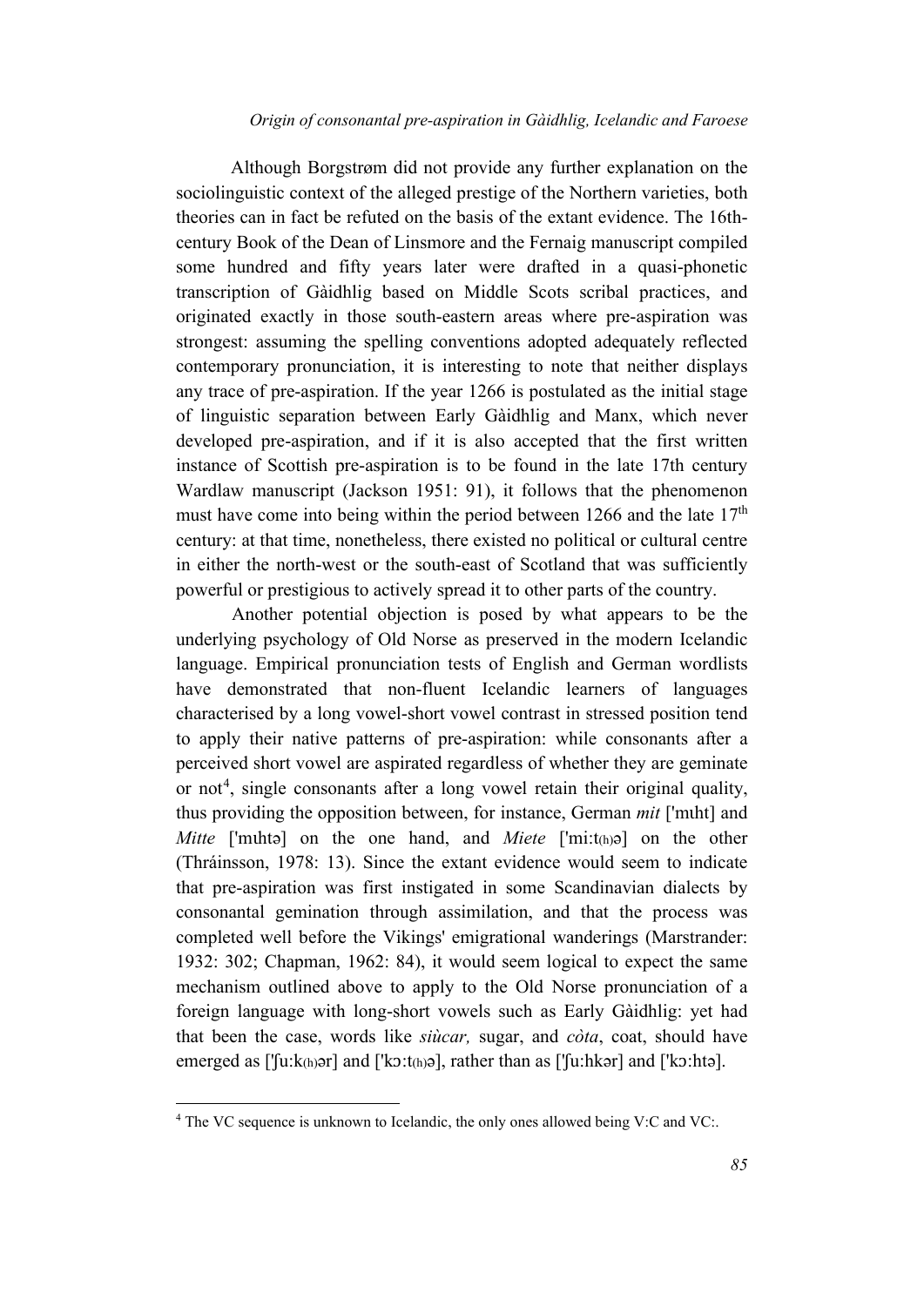Although Borgstrøm did not provide any further explanation on the sociolinguistic context of the alleged prestige of the Northern varieties, both theories can in fact be refuted on the basis of the extant evidence. The 16th-century Book of the Dean of Linsmore and the Fernaig manuscript compiled some hundred and fifty years later were drafted in a quasi-phonetic transcription of Gàidhlig based on Middle Scots scribal practices, and originated exactly in those south-eastern areas where pre-aspiration was strongest: assuming the spelling conventions adopted adequately reflected contemporary pronunciation, it is interesting to note that neither displays any trace of pre-aspiration. If the year 1266 is postulated as the initial stage of linguistic separation between Early Gàidhlig and Manx, which never developed pre-aspiration, and if it is also accepted that the first written instance of Scottish pre-aspiration is to be found in the late 17th century Wardlaw manuscript (Jackson 1951: 91), it follows that the phenomenon must have come into being within the period between 1266 and the late 17th century: at that time, nonetheless, there existed no political or cultural centre in either the north-west or the south-east of Scotland that was sufficiently powerful or prestigious to actively spread it to other parts of the country.

Another potential objection is posed by what appears to be the underlying psychology of Old Norse as preserved in the modern Icelandic language. Empirical pronunciation tests of English and German wordlists have demonstrated that non-fluent Icelandic learners of languages characterised by a long vowel-short vowel contrast in stressed position tend to apply their native patterns of pre-aspiration: while consonants after a perceived short vowel are aspirated regardless of whether they are geminate or not[4], single consonants after a long vowel retain their original quality, thus providing the opposition between, for instance, German *mit* ['mɩht] and *Mitte* ['mɩhtə] on the one hand, and *Miete* ['miːt₍h₎ə] on the other (Thráinsson, 1978: 13). Since the extant evidence would seem to indicate that pre-aspiration was first instigated in some Scandinavian dialects by consonantal gemination through assimilation, and that the process was completed well before the Vikings' emigrational wanderings (Marstrander: 1932: 302; Chapman, 1962: 84), it would seem logical to expect the same mechanism outlined above to apply to the Old Norse pronunciation of a foreign language with long-short vowels such as Early Gàidhlig: yet had that been the case, words like *siùcar,* sugar, and *còta*, coat, should have emerged as ['ʃuːk₍h₎ər] and ['kɔːt₍h₎ə], rather than as ['ʃuːhkər] and ['kɔːhtə].

[4] The VC sequence is unknown to Icelandic, the only ones allowed being V:C and VC:.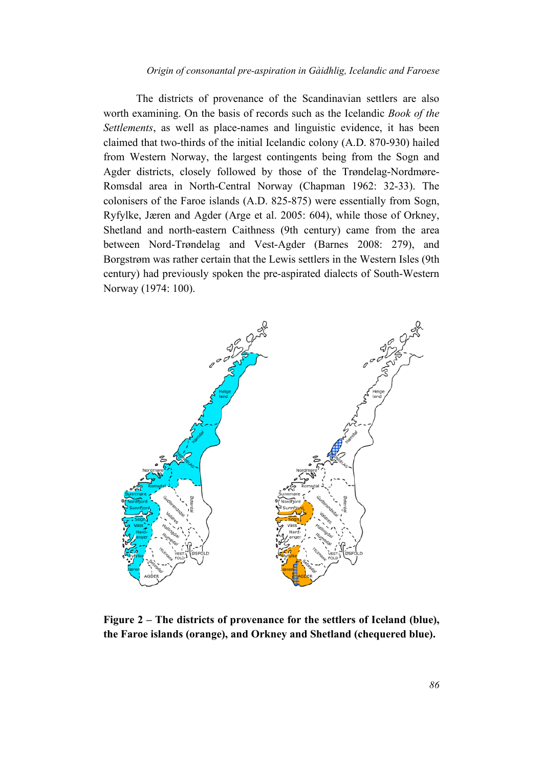The districts of provenance of the Scandinavian settlers are also worth examining. On the basis of records such as the Icelandic *Book of the Settlements*, as well as place-names and linguistic evidence, it has been claimed that two-thirds of the initial Icelandic colony (A.D. 870-930) hailed from Western Norway, the largest contingents being from the Sogn and Agder districts, closely followed by those of the Trøndelag-Nordmøre-Romsdal area in North-Central Norway (Chapman 1962: 32-33). The colonisers of the Faroe islands (A.D. 825-875) were essentially from Sogn, Ryfylke, Jæren and Agder (Arge et al. 2005: 604), while those of Orkney, Shetland and north-eastern Caithness (9th century) came from the area between Nord-Trøndelag and Vest-Agder (Barnes 2008: 279), and Borgstrøm was rather certain that the Lewis settlers in the Western Isles (9th century) had previously spoken the pre-aspirated dialects of South-Western Norway (1974: 100).

**Figure 2 – The districts of provenance for the settlers of Iceland (blue), the Faroe islands (orange), and Orkney and Shetland (chequered blue).**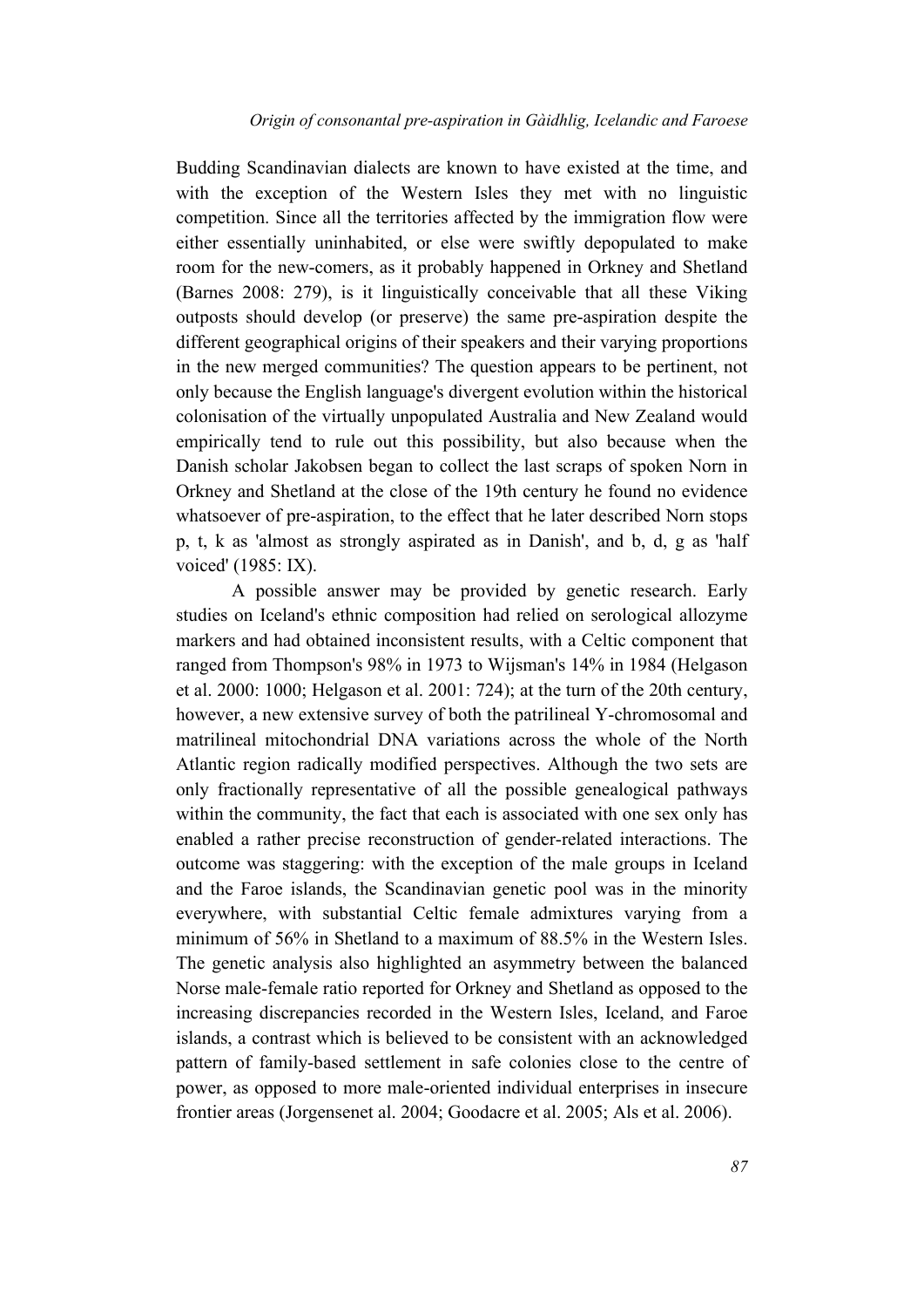Budding Scandinavian dialects are known to have existed at the time, and with the exception of the Western Isles they met with no linguistic competition. Since all the territories affected by the immigration flow were either essentially uninhabited, or else were swiftly depopulated to make room for the new-comers, as it probably happened in Orkney and Shetland (Barnes 2008: 279), is it linguistically conceivable that all these Viking outposts should develop (or preserve) the same pre-aspiration despite the different geographical origins of their speakers and their varying proportions in the new merged communities? The question appears to be pertinent, not only because the English language's divergent evolution within the historical colonisation of the virtually unpopulated Australia and New Zealand would empirically tend to rule out this possibility, but also because when the Danish scholar Jakobsen began to collect the last scraps of spoken Norn in Orkney and Shetland at the close of the 19th century he found no evidence whatsoever of pre-aspiration, to the effect that he later described Norn stops p, t, k as 'almost as strongly aspirated as in Danish', and b, d, g as 'half voiced' (1985: IX).

A possible answer may be provided by genetic research. Early studies on Iceland's ethnic composition had relied on serological allozyme markers and had obtained inconsistent results, with a Celtic component that ranged from Thompson's 98% in 1973 to Wijsman's 14% in 1984 (Helgason et al. 2000: 1000; Helgason et al. 2001: 724); at the turn of the 20th century, however, a new extensive survey of both the patrilineal Y-chromosomal and matrilineal mitochondrial DNA variations across the whole of the North Atlantic region radically modified perspectives. Although the two sets are only fractionally representative of all the possible genealogical pathways within the community, the fact that each is associated with one sex only has enabled a rather precise reconstruction of gender-related interactions. The outcome was staggering: with the exception of the male groups in Iceland and the Faroe islands, the Scandinavian genetic pool was in the minority everywhere, with substantial Celtic female admixtures varying from a minimum of 56% in Shetland to a maximum of 88.5% in the Western Isles. The genetic analysis also highlighted an asymmetry between the balanced Norse male-female ratio reported for Orkney and Shetland as opposed to the increasing discrepancies recorded in the Western Isles, Iceland, and Faroe islands, a contrast which is believed to be consistent with an acknowledged pattern of family-based settlement in safe colonies close to the centre of power, as opposed to more male-oriented individual enterprises in insecure frontier areas (Jorgensenet al. 2004; Goodacre et al. 2005; Als et al. 2006).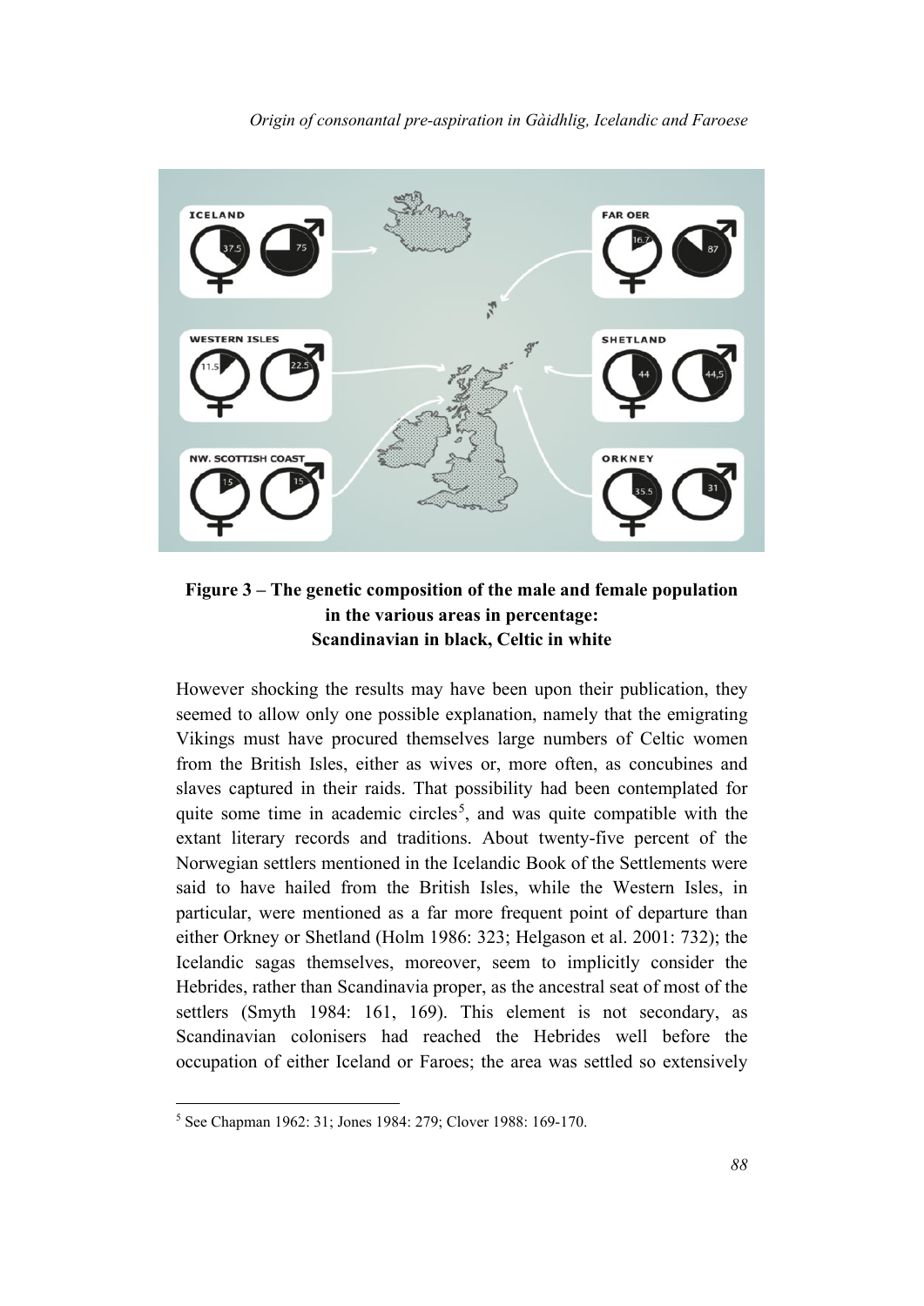**Figure 3 – The genetic composition of the male and female population in the various areas in percentage: Scandinavian in black, Celtic in white**

However shocking the results may have been upon their publication, they seemed to allow only one possible explanation, namely that the emigrating Vikings must have procured themselves large numbers of Celtic women from the British Isles, either as wives or, more often, as concubines and slaves captured in their raids. That possibility had been contemplated for quite some time in academic circles[5], and was quite compatible with the extant literary records and traditions. About twenty-five percent of the Norwegian settlers mentioned in the Icelandic Book of the Settlements were said to have hailed from the British Isles, while the Western Isles, in particular, were mentioned as a far more frequent point of departure than either Orkney or Shetland (Holm 1986: 323; Helgason et al. 2001: 732); the Icelandic sagas themselves, moreover, seem to implicitly consider the Hebrides, rather than Scandinavia proper, as the ancestral seat of most of the settlers (Smyth 1984: 161, 169). This element is not secondary, as Scandinavian colonisers had reached the Hebrides well before the occupation of either Iceland or Faroes; the area was settled so extensively

---

[5] See Chapman 1962: 31; Jones 1984: 279; Clover 1988: 169-170.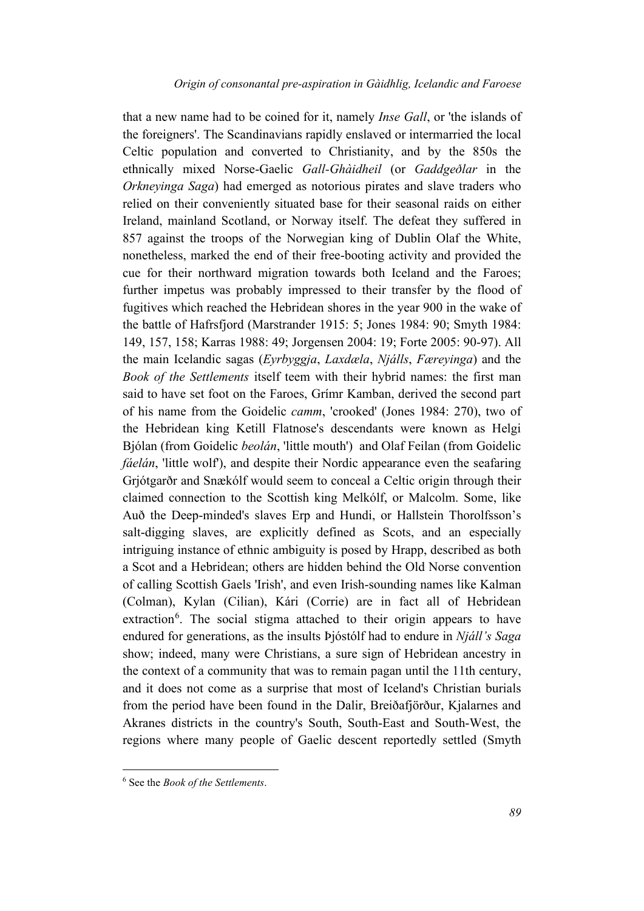that a new name had to be coined for it, namely *Inse Gall*, or 'the islands of the foreigners'. The Scandinavians rapidly enslaved or intermarried the local Celtic population and converted to Christianity, and by the 850s the ethnically mixed Norse-Gaelic *Gall-Ghàidheil* (or *Gaddgeðlar* in the *Orkneyinga Saga*) had emerged as notorious pirates and slave traders who relied on their conveniently situated base for their seasonal raids on either Ireland, mainland Scotland, or Norway itself. The defeat they suffered in 857 against the troops of the Norwegian king of Dublin Olaf the White, nonetheless, marked the end of their free-booting activity and provided the cue for their northward migration towards both Iceland and the Faroes; further impetus was probably impressed to their transfer by the flood of fugitives which reached the Hebridean shores in the year 900 in the wake of the battle of Hafrsfjord (Marstrander 1915: 5; Jones 1984: 90; Smyth 1984: 149, 157, 158; Karras 1988: 49; Jorgensen 2004: 19; Forte 2005: 90-97). All the main Icelandic sagas (*Eyrbyggja*, *Laxdœla*, *Njálls*, *Fœreyinga*) and the *Book of the Settlements* itself teem with their hybrid names: the first man said to have set foot on the Faroes, Grímr Kamban, derived the second part of his name from the Goidelic *camm*, 'crooked' (Jones 1984: 270), two of the Hebridean king Ketill Flatnose's descendants were known as Helgi Bjólan (from Goidelic *beolán*, 'little mouth') and Olaf Feilan (from Goidelic *fáelán*, 'little wolf'), and despite their Nordic appearance even the seafaring Grjótgarðr and Snækólf would seem to conceal a Celtic origin through their claimed connection to the Scottish king Melkólf, or Malcolm. Some, like Auð the Deep-minded's slaves Erp and Hundi, or Hallstein Thorolfsson's salt-digging slaves, are explicitly defined as Scots, and an especially intriguing instance of ethnic ambiguity is posed by Hrapp, described as both a Scot and a Hebridean; others are hidden behind the Old Norse convention of calling Scottish Gaels 'Irish', and even Irish-sounding names like Kalman (Colman), Kylan (Cilian), Kári (Corrie) are in fact all of Hebridean extraction[6]. The social stigma attached to their origin appears to have endured for generations, as the insults Þjóstólf had to endure in *Njáll's Saga* show; indeed, many were Christians, a sure sign of Hebridean ancestry in the context of a community that was to remain pagan until the 11th century, and it does not come as a surprise that most of Iceland's Christian burials from the period have been found in the Dalir, Breiðafjörður, Kjalarnes and Akranes districts in the country's South, South-East and South-West, the regions where many people of Gaelic descent reportedly settled (Smyth

[6] See the *Book of the Settlements*.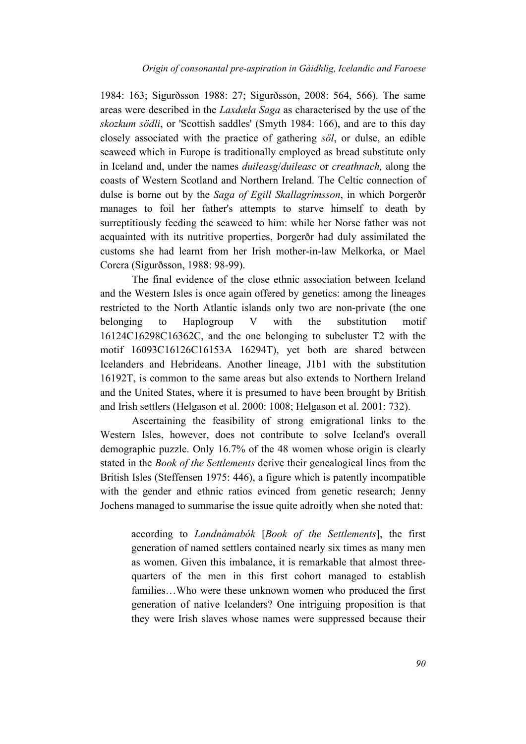1984: 163; Sigurðsson 1988: 27; Sigurðsson, 2008: 564, 566). The same areas were described in the *Laxdæla Saga* as characterised by the use of the *skozkum södli*, or 'Scottish saddles' (Smyth 1984: 166), and are to this day closely associated with the practice of gathering *söl*, or dulse, an edible seaweed which in Europe is traditionally employed as bread substitute only in Iceland and, under the names *duileasg*/*duileasc* or *creathnach,* along the coasts of Western Scotland and Northern Ireland. The Celtic connection of dulse is borne out by the *Saga of Egill Skallagrímsson*, in which Þorgerðr manages to foil her father's attempts to starve himself to death by surreptitiously feeding the seaweed to him: while her Norse father was not acquainted with its nutritive properties, Þorgerðr had duly assimilated the customs she had learnt from her Irish mother-in-law Melkorka, or Mael Corcra (Sigurðsson, 1988: 98-99).

The final evidence of the close ethnic association between Iceland and the Western Isles is once again offered by genetics: among the lineages restricted to the North Atlantic islands only two are non-private (the one belonging to Haplogroup V with the substitution motif 16124C16298C16362C, and the one belonging to subcluster T2 with the motif 16093C16126C16153A 16294T), yet both are shared between Icelanders and Hebrideans. Another lineage, J1b1 with the substitution 16192T, is common to the same areas but also extends to Northern Ireland and the United States, where it is presumed to have been brought by British and Irish settlers (Helgason et al. 2000: 1008; Helgason et al. 2001: 732).

Ascertaining the feasibility of strong emigrational links to the Western Isles, however, does not contribute to solve Iceland's overall demographic puzzle. Only 16.7% of the 48 women whose origin is clearly stated in the *Book of the Settlements* derive their genealogical lines from the British Isles (Steffensen 1975: 446), a figure which is patently incompatible with the gender and ethnic ratios evinced from genetic research; Jenny Jochens managed to summarise the issue quite adroitly when she noted that:

> according to *Landnámabók* [*Book of the Settlements*], the first generation of named settlers contained nearly six times as many men as women. Given this imbalance, it is remarkable that almost three-quarters of the men in this first cohort managed to establish families…Who were these unknown women who produced the first generation of native Icelanders? One intriguing proposition is that they were Irish slaves whose names were suppressed because their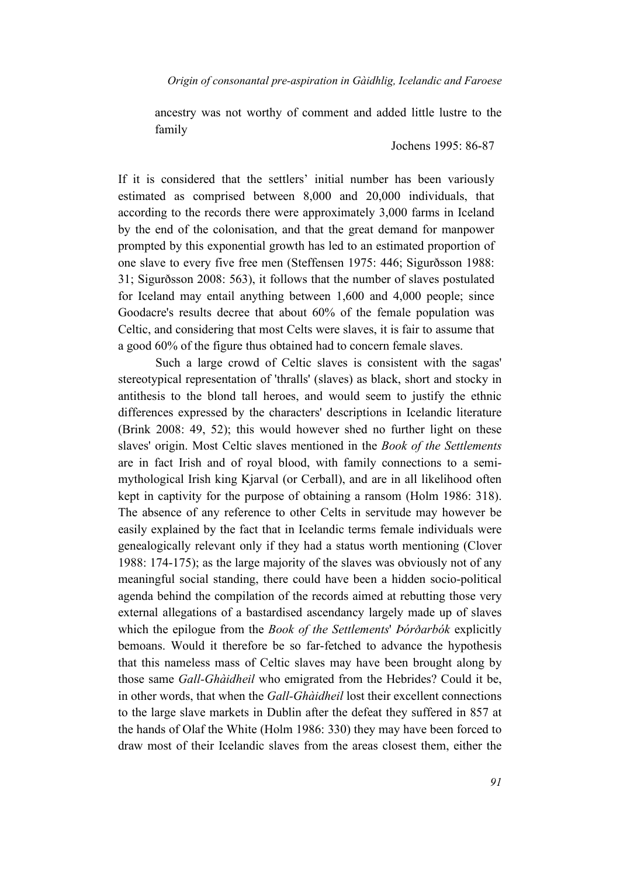> ancestry was not worthy of comment and added little lustre to the family
>
> Jochens 1995: 86-87

If it is considered that the settlers' initial number has been variously estimated as comprised between 8,000 and 20,000 individuals, that according to the records there were approximately 3,000 farms in Iceland by the end of the colonisation, and that the great demand for manpower prompted by this exponential growth has led to an estimated proportion of one slave to every five free men (Steffensen 1975: 446; Sigurðsson 1988: 31; Sigurðsson 2008: 563), it follows that the number of slaves postulated for Iceland may entail anything between 1,600 and 4,000 people; since Goodacre's results decree that about 60% of the female population was Celtic, and considering that most Celts were slaves, it is fair to assume that a good 60% of the figure thus obtained had to concern female slaves.

Such a large crowd of Celtic slaves is consistent with the sagas' stereotypical representation of 'thralls' (slaves) as black, short and stocky in antithesis to the blond tall heroes, and would seem to justify the ethnic differences expressed by the characters' descriptions in Icelandic literature (Brink 2008: 49, 52); this would however shed no further light on these slaves' origin. Most Celtic slaves mentioned in the *Book of the Settlements* are in fact Irish and of royal blood, with family connections to a semi-mythological Irish king Kjarval (or Cerball), and are in all likelihood often kept in captivity for the purpose of obtaining a ransom (Holm 1986: 318). The absence of any reference to other Celts in servitude may however be easily explained by the fact that in Icelandic terms female individuals were genealogically relevant only if they had a status worth mentioning (Clover 1988: 174-175); as the large majority of the slaves was obviously not of any meaningful social standing, there could have been a hidden socio-political agenda behind the compilation of the records aimed at rebutting those very external allegations of a bastardised ascendancy largely made up of slaves which the epilogue from the *Book of the Settlements*' *Þórðarbók* explicitly bemoans. Would it therefore be so far-fetched to advance the hypothesis that this nameless mass of Celtic slaves may have been brought along by those same *Gall-Ghàidheil* who emigrated from the Hebrides? Could it be, in other words, that when the *Gall-Ghàidheil* lost their excellent connections to the large slave markets in Dublin after the defeat they suffered in 857 at the hands of Olaf the White (Holm 1986: 330) they may have been forced to draw most of their Icelandic slaves from the areas closest them, either the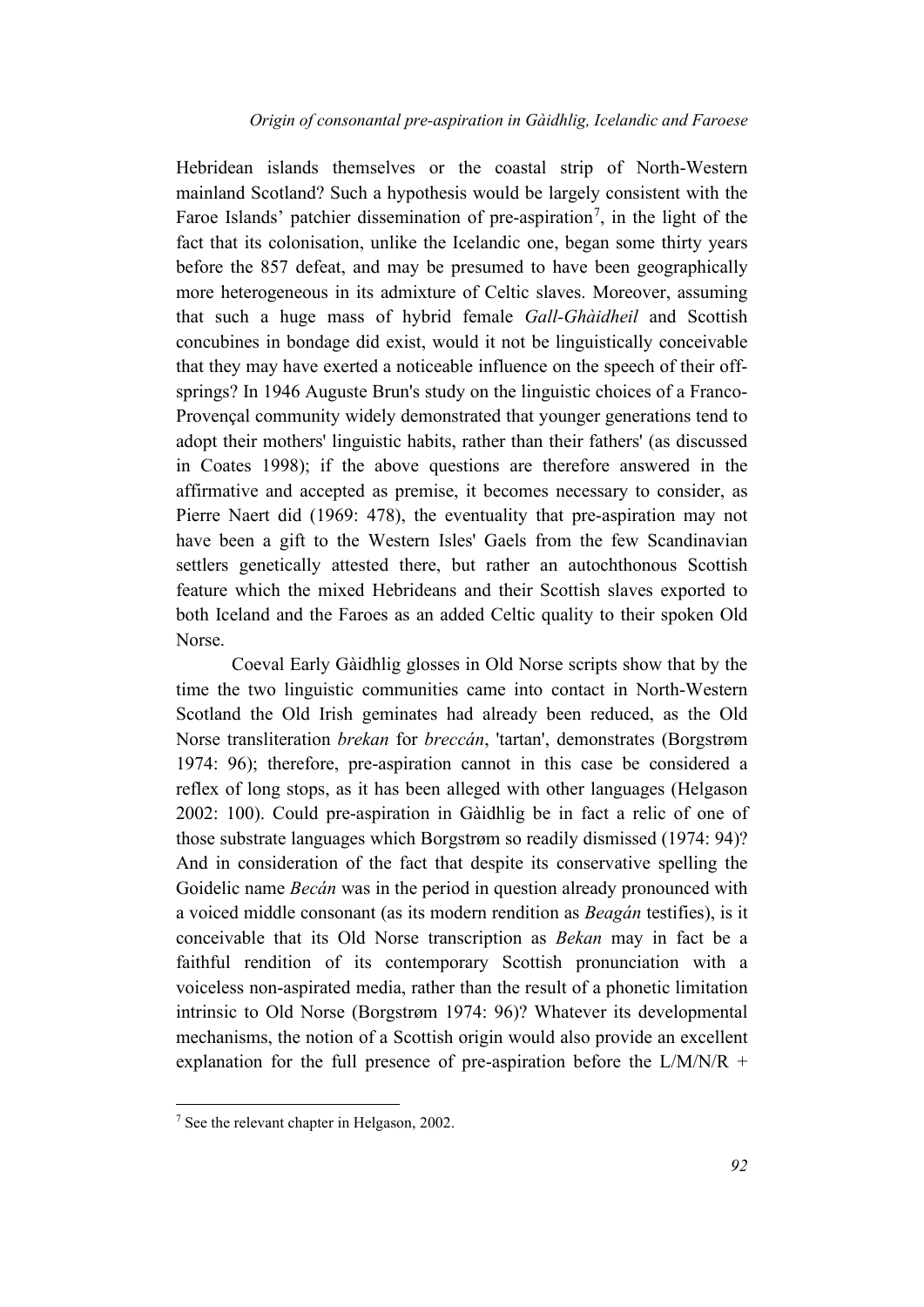Hebridean islands themselves or the coastal strip of North-Western mainland Scotland? Such a hypothesis would be largely consistent with the Faroe Islands' patchier dissemination of pre-aspiration[7], in the light of the fact that its colonisation, unlike the Icelandic one, began some thirty years before the 857 defeat, and may be presumed to have been geographically more heterogeneous in its admixture of Celtic slaves. Moreover, assuming that such a huge mass of hybrid female *Gall-Ghàidheil* and Scottish concubines in bondage did exist, would it not be linguistically conceivable that they may have exerted a noticeable influence on the speech of their off-springs? In 1946 Auguste Brun's study on the linguistic choices of a Franco-Provençal community widely demonstrated that younger generations tend to adopt their mothers' linguistic habits, rather than their fathers' (as discussed in Coates 1998); if the above questions are therefore answered in the affirmative and accepted as premise, it becomes necessary to consider, as Pierre Naert did (1969: 478), the eventuality that pre-aspiration may not have been a gift to the Western Isles' Gaels from the few Scandinavian settlers genetically attested there, but rather an autochthonous Scottish feature which the mixed Hebrideans and their Scottish slaves exported to both Iceland and the Faroes as an added Celtic quality to their spoken Old Norse.

Coeval Early Gàidhlig glosses in Old Norse scripts show that by the time the two linguistic communities came into contact in North-Western Scotland the Old Irish geminates had already been reduced, as the Old Norse transliteration *brekan* for *breccán*, 'tartan', demonstrates (Borgstrøm 1974: 96); therefore, pre-aspiration cannot in this case be considered a reflex of long stops, as it has been alleged with other languages (Helgason 2002: 100). Could pre-aspiration in Gàidhlig be in fact a relic of one of those substrate languages which Borgstrøm so readily dismissed (1974: 94)? And in consideration of the fact that despite its conservative spelling the Goidelic name *Becán* was in the period in question already pronounced with a voiced middle consonant (as its modern rendition as *Beagán* testifies), is it conceivable that its Old Norse transcription as *Bekan* may in fact be a faithful rendition of its contemporary Scottish pronunciation with a voiceless non-aspirated media, rather than the result of a phonetic limitation intrinsic to Old Norse (Borgstrøm 1974: 96)? Whatever its developmental mechanisms, the notion of a Scottish origin would also provide an excellent explanation for the full presence of pre-aspiration before the L/M/N/R +

[7] See the relevant chapter in Helgason, 2002.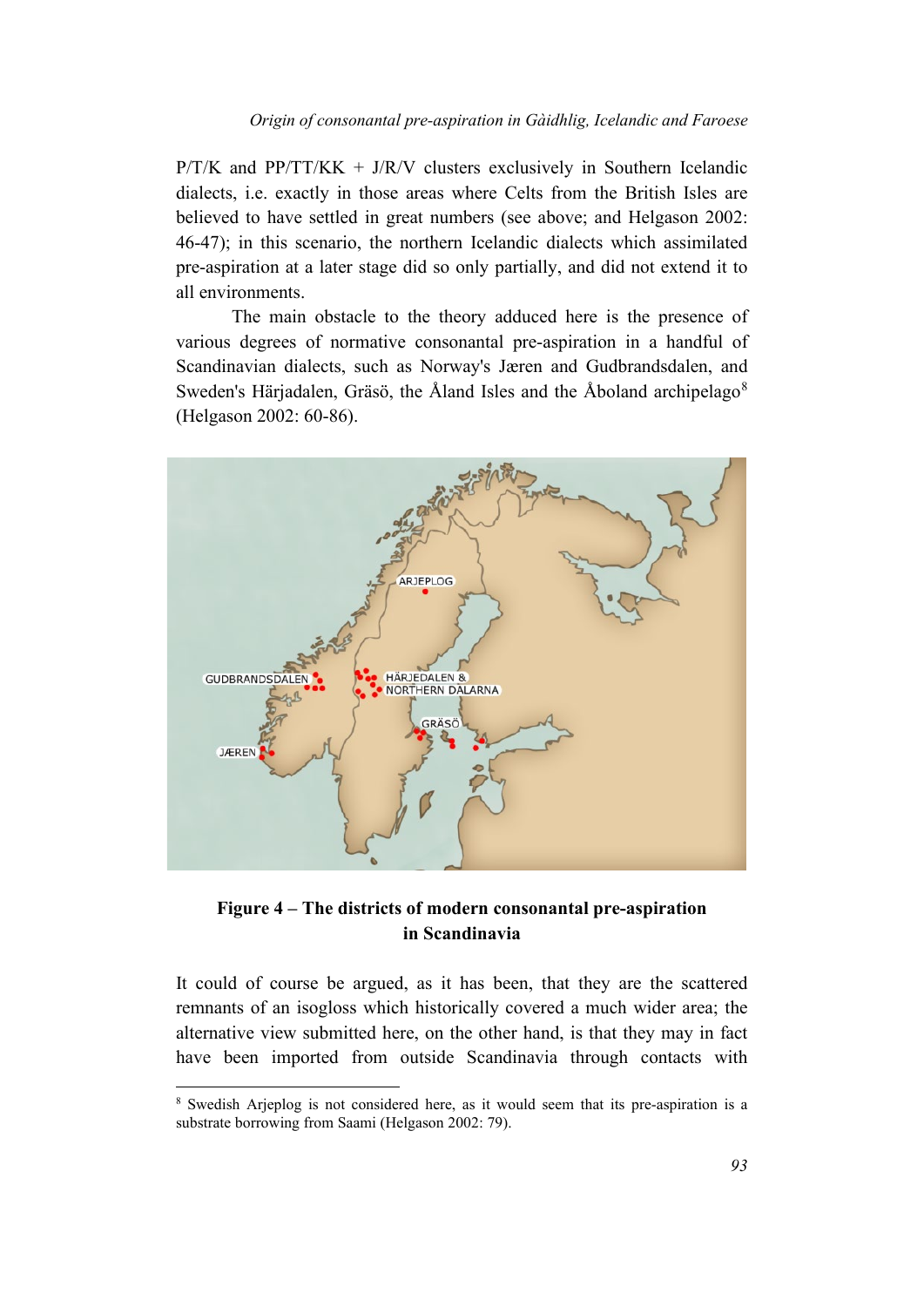P/T/K and PP/TT/KK + J/R/V clusters exclusively in Southern Icelandic dialects, i.e. exactly in those areas where Celts from the British Isles are believed to have settled in great numbers (see above; and Helgason 2002: 46-47); in this scenario, the northern Icelandic dialects which assimilated pre-aspiration at a later stage did so only partially, and did not extend it to all environments.

The main obstacle to the theory adduced here is the presence of various degrees of normative consonantal pre-aspiration in a handful of Scandinavian dialects, such as Norway's Jæren and Gudbrandsdalen, and Sweden's Härjadalen, Gräsö, the Åland Isles and the Åboland archipelago[8] (Helgason 2002: 60-86).

**Figure 4 – The districts of modern consonantal pre-aspiration in Scandinavia**

It could of course be argued, as it has been, that they are the scattered remnants of an isogloss which historically covered a much wider area; the alternative view submitted here, on the other hand, is that they may in fact have been imported from outside Scandinavia through contacts with

[8] Swedish Arjeplog is not considered here, as it would seem that its pre-aspiration is a substrate borrowing from Saami (Helgason 2002: 79).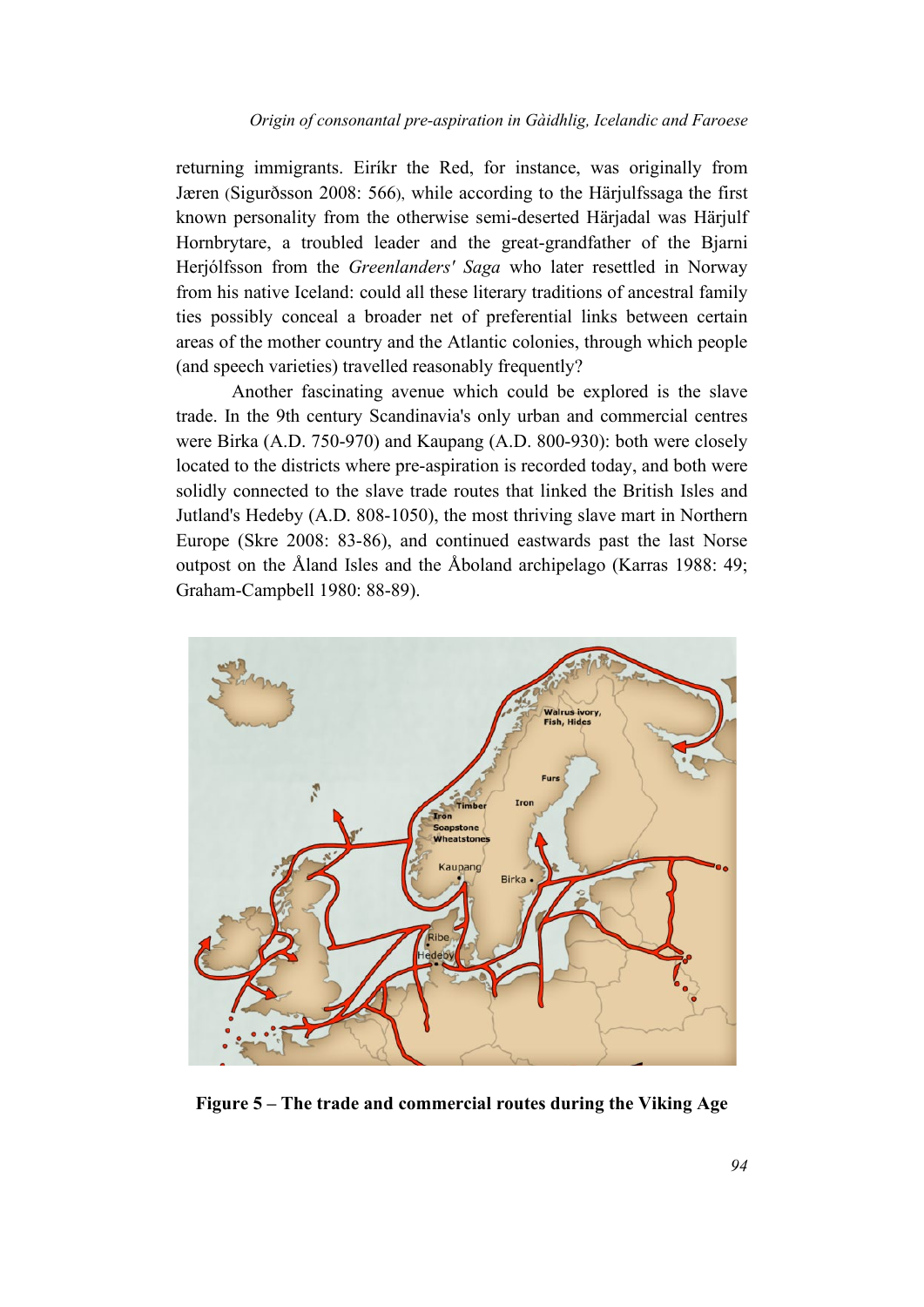returning immigrants. Eiríkr the Red, for instance, was originally from Jæren (Sigurðsson 2008: 566), while according to the Härjulfssaga the first known personality from the otherwise semi-deserted Härjadal was Härjulf Hornbrytare, a troubled leader and the great-grandfather of the Bjarni Herjólfsson from the *Greenlanders' Saga* who later resettled in Norway from his native Iceland: could all these literary traditions of ancestral family ties possibly conceal a broader net of preferential links between certain areas of the mother country and the Atlantic colonies, through which people (and speech varieties) travelled reasonably frequently?

Another fascinating avenue which could be explored is the slave trade. In the 9th century Scandinavia's only urban and commercial centres were Birka (A.D. 750-970) and Kaupang (A.D. 800-930): both were closely located to the districts where pre-aspiration is recorded today, and both were solidly connected to the slave trade routes that linked the British Isles and Jutland's Hedeby (A.D. 808-1050), the most thriving slave mart in Northern Europe (Skre 2008: 83-86), and continued eastwards past the last Norse outpost on the Åland Isles and the Åboland archipelago (Karras 1988: 49; Graham-Campbell 1980: 88-89).

**Figure 5 – The trade and commercial routes during the Viking Age**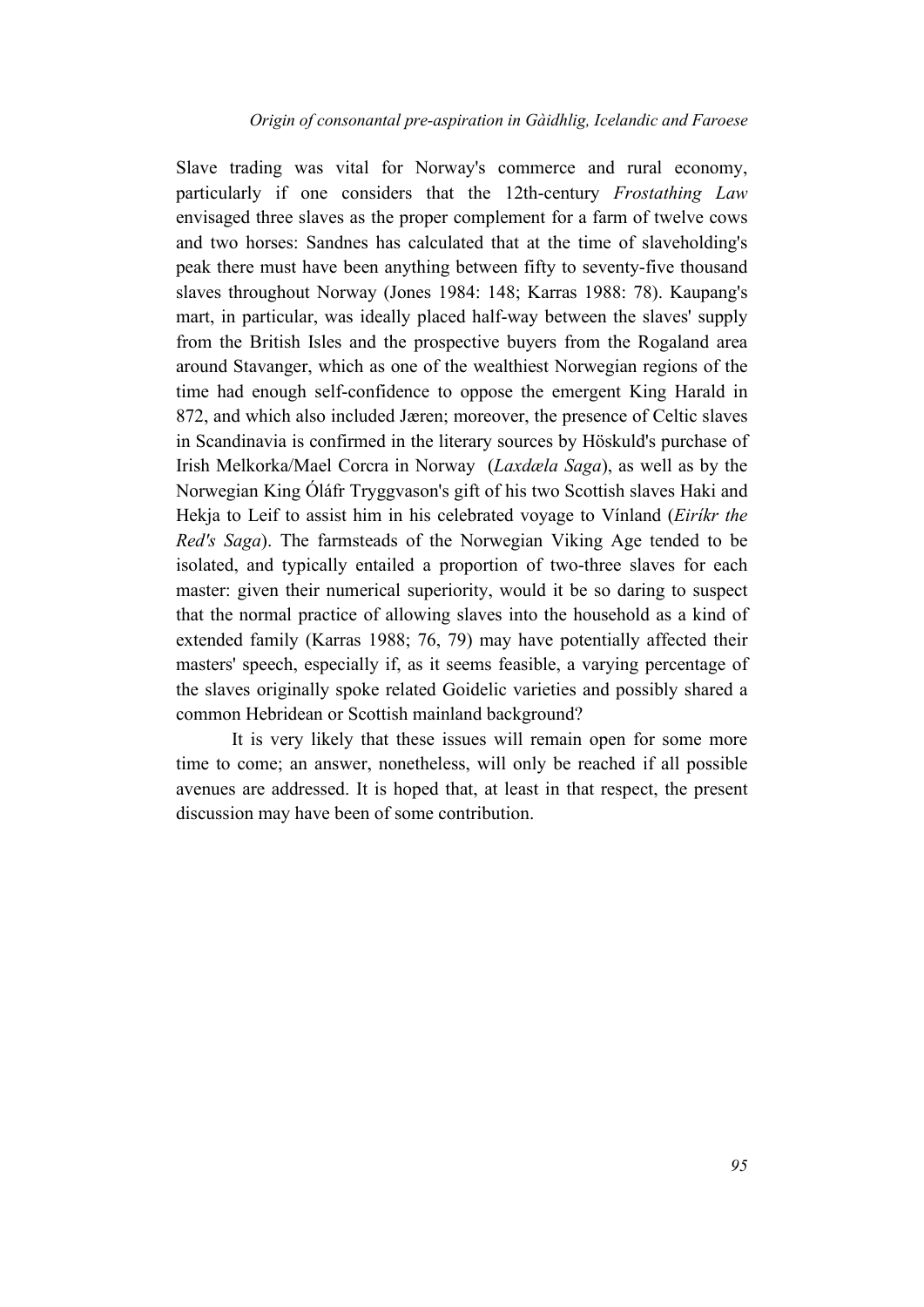Slave trading was vital for Norway's commerce and rural economy, particularly if one considers that the 12th-century *Frostathing Law* envisaged three slaves as the proper complement for a farm of twelve cows and two horses: Sandnes has calculated that at the time of slaveholding's peak there must have been anything between fifty to seventy-five thousand slaves throughout Norway (Jones 1984: 148; Karras 1988: 78). Kaupang's mart, in particular, was ideally placed half-way between the slaves' supply from the British Isles and the prospective buyers from the Rogaland area around Stavanger, which as one of the wealthiest Norwegian regions of the time had enough self-confidence to oppose the emergent King Harald in 872, and which also included Jæren; moreover, the presence of Celtic slaves in Scandinavia is confirmed in the literary sources by Höskuld's purchase of Irish Melkorka/Mael Corcra in Norway (*Laxdæla Saga*), as well as by the Norwegian King Óláfr Tryggvason's gift of his two Scottish slaves Haki and Hekja to Leif to assist him in his celebrated voyage to Vínland (*Eiríkr the Red's Saga*). The farmsteads of the Norwegian Viking Age tended to be isolated, and typically entailed a proportion of two-three slaves for each master: given their numerical superiority, would it be so daring to suspect that the normal practice of allowing slaves into the household as a kind of extended family (Karras 1988; 76, 79) may have potentially affected their masters' speech, especially if, as it seems feasible, a varying percentage of the slaves originally spoke related Goidelic varieties and possibly shared a common Hebridean or Scottish mainland background?

It is very likely that these issues will remain open for some more time to come; an answer, nonetheless, will only be reached if all possible avenues are addressed. It is hoped that, at least in that respect, the present discussion may have been of some contribution.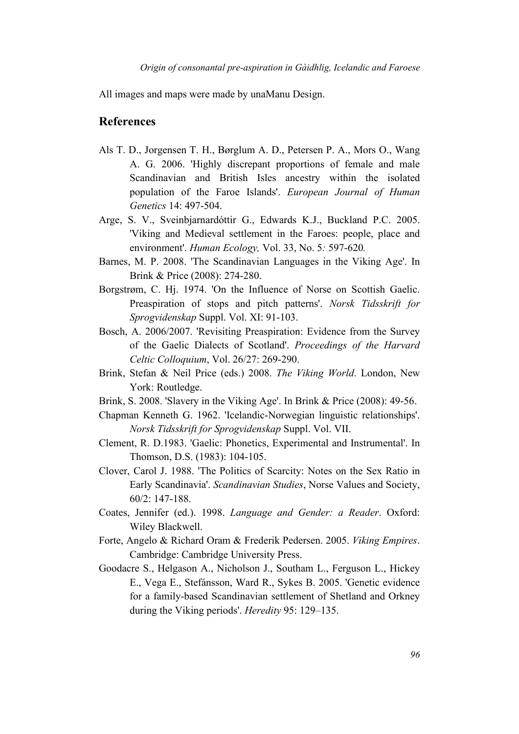All images and maps were made by unaManu Design.

## References

Als T. D., Jorgensen T. H., Børglum A. D., Petersen P. A., Mors O., Wang A. G. 2006. 'Highly discrepant proportions of female and male Scandinavian and British Isles ancestry within the isolated population of the Faroe Islands'. *European Journal of Human Genetics* 14: 497-504.

Arge, S. V., Sveinbjarnardóttir G., Edwards K.J., Buckland P.C. 2005. 'Viking and Medieval settlement in the Faroes: people, place and environment'. *Human Ecology,* Vol. 33, No. 5*:* 597-620*.*

Barnes, M. P. 2008. 'The Scandinavian Languages in the Viking Age'. In Brink & Price (2008): 274-280.

Borgstrøm, C. Hj. 1974. 'On the Influence of Norse on Scottish Gaelic. Preaspiration of stops and pitch patterns'. *Norsk Tidsskrift for Sprogvidenskap* Suppl. Vol. XI: 91-103.

Bosch, A. 2006/2007. 'Revisiting Preaspiration: Evidence from the Survey of the Gaelic Dialects of Scotland'. *Proceedings of the Harvard Celtic Colloquium*, Vol. 26/27: 269-290.

Brink, Stefan & Neil Price (eds.) 2008. *The Viking World*. London, New York: Routledge.

Brink, S. 2008. 'Slavery in the Viking Age'. In Brink & Price (2008): 49-56.

Chapman Kenneth G. 1962. 'Icelandic-Norwegian linguistic relationships'. *Norsk Tidsskrift for Sprogvidenskap* Suppl. Vol. VII.

Clement, R. D.1983. 'Gaelic: Phonetics, Experimental and Instrumental'. In Thomson, D.S. (1983): 104-105.

Clover, Carol J. 1988. 'The Politics of Scarcity: Notes on the Sex Ratio in Early Scandinavia'. *Scandinavian Studies*, Norse Values and Society, 60/2: 147-188.

Coates, Jennifer (ed.). 1998. *Language and Gender: a Reader*. Oxford: Wiley Blackwell.

Forte, Angelo & Richard Oram & Frederik Pedersen. 2005. *Viking Empires*. Cambridge: Cambridge University Press.

Goodacre S., Helgason A., Nicholson J., Southam L., Ferguson L., Hickey E., Vega E., Stefánsson, Ward R., Sykes B. 2005. 'Genetic evidence for a family-based Scandinavian settlement of Shetland and Orkney during the Viking periods'. *Heredity* 95: 129–135.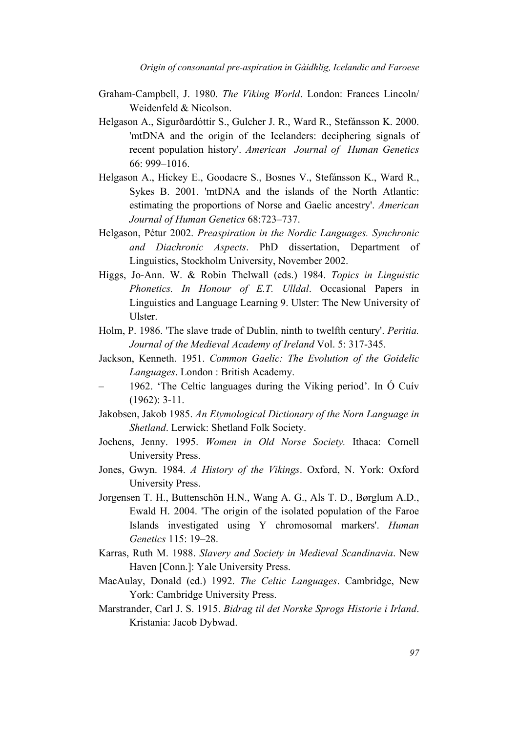Graham-Campbell, J. 1980. *The Viking World*. London: Frances Lincoln/ Weidenfeld & Nicolson.

Helgason A., Sigurðardóttir S., Gulcher J. R., Ward R., Stefánsson K. 2000. 'mtDNA and the origin of the Icelanders: deciphering signals of recent population history'. *American Journal of Human Genetics* 66: 999–1016.

Helgason A., Hickey E., Goodacre S., Bosnes V., Stefánsson K., Ward R., Sykes B. 2001. 'mtDNA and the islands of the North Atlantic: estimating the proportions of Norse and Gaelic ancestry'. *American Journal of Human Genetics* 68:723–737.

Helgason, Pétur 2002. *Preaspiration in the Nordic Languages. Synchronic and Diachronic Aspects*. PhD dissertation, Department of Linguistics, Stockholm University, November 2002.

Higgs, Jo-Ann. W. & Robin Thelwall (eds.) 1984. *Topics in Linguistic Phonetics. In Honour of E.T. Ulldal*. Occasional Papers in Linguistics and Language Learning 9. Ulster: The New University of Ulster.

Holm, P. 1986. 'The slave trade of Dublin, ninth to twelfth century'. *Peritia. Journal of the Medieval Academy of Ireland* Vol. 5: 317-345.

Jackson, Kenneth. 1951. *Common Gaelic: The Evolution of the Goidelic Languages*. London : British Academy.

– 1962. 'The Celtic languages during the Viking period'. In Ó Cuív (1962): 3-11.

Jakobsen, Jakob 1985. *An Etymological Dictionary of the Norn Language in Shetland*. Lerwick: Shetland Folk Society.

Jochens, Jenny. 1995. *Women in Old Norse Society.* Ithaca: Cornell University Press.

Jones, Gwyn. 1984. *A History of the Vikings*. Oxford, N. York: Oxford University Press.

Jorgensen T. H., Buttenschön H.N., Wang A. G., Als T. D., Børglum A.D., Ewald H. 2004. 'The origin of the isolated population of the Faroe Islands investigated using Y chromosomal markers'. *Human Genetics* 115: 19–28.

Karras, Ruth M. 1988. *Slavery and Society in Medieval Scandinavia*. New Haven [Conn.]: Yale University Press.

MacAulay, Donald (ed.) 1992. *The Celtic Languages*. Cambridge, New York: Cambridge University Press.

Marstrander, Carl J. S. 1915. *Bidrag til det Norske Sprogs Historie i Irland*. Kristania: Jacob Dybwad.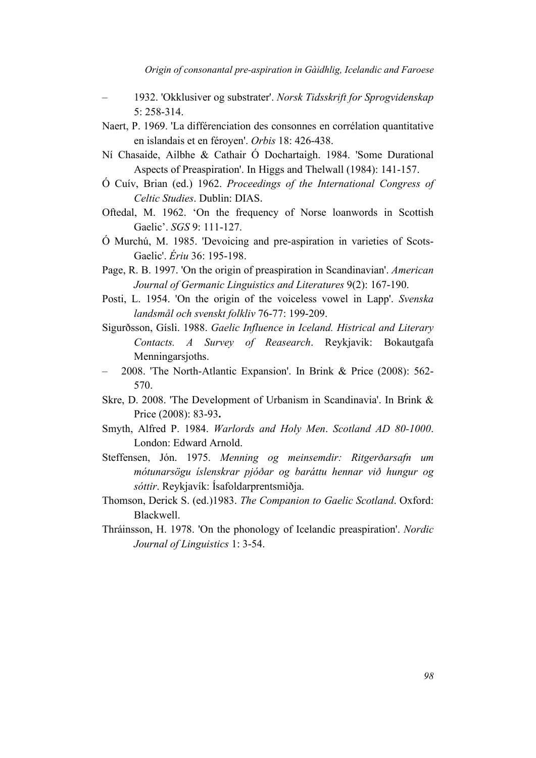– 1932. 'Okklusiver og substrater'. *Norsk Tidsskrift for Sprogvidenskap* 5: 258-314.

Naert, P. 1969. 'La différenciation des consonnes en corrélation quantitative en islandais et en féroyen'. *Orbis* 18: 426-438.

Ní Chasaide, Ailbhe & Cathair Ó Dochartaigh. 1984. 'Some Durational Aspects of Preaspiration'. In Higgs and Thelwall (1984): 141-157.

Ó Cuív, Brian (ed.) 1962. *Proceedings of the International Congress of Celtic Studies*. Dublin: DIAS.

Oftedal, M. 1962. 'On the frequency of Norse loanwords in Scottish Gaelic'. *SGS* 9: 111-127.

Ó Murchú, M. 1985. 'Devoicing and pre-aspiration in varieties of Scots-Gaelic'. *Ériu* 36: 195-198.

Page, R. B. 1997. 'On the origin of preaspiration in Scandinavian'. *American Journal of Germanic Linguistics and Literatures* 9(2): 167-190.

Posti, L. 1954. 'On the origin of the voiceless vowel in Lapp'. *Svenska landsmål och svenskt folkliv* 76-77: 199-209.

Sigurðsson, Gísli. 1988. *Gaelic Influence in Iceland. Histrical and Literary Contacts. A Survey of Reasearch*. Reykjavik: Bokautgafa Menningarsjoths.

– 2008. 'The North-Atlantic Expansion'. In Brink & Price (2008): 562-570.

Skre, D. 2008. 'The Development of Urbanism in Scandinavia'. In Brink & Price (2008): 83-93**.**

Smyth, Alfred P. 1984. *Warlords and Holy Men*. *Scotland AD 80-1000*. London: Edward Arnold.

Steffensen, Jón. 1975. *Menning og meinsemdir: Ritgerðarsafn um mótunarsögu íslenskrar þjóðar og baráttu hennar við hungur og sóttir*. Reykjavík: Ísafoldarprentsmiðja.

Thomson, Derick S. (ed.)1983. *The Companion to Gaelic Scotland*. Oxford: Blackwell.

Thráinsson, H. 1978. 'On the phonology of Icelandic preaspiration'. *Nordic Journal of Linguistics* 1: 3-54.